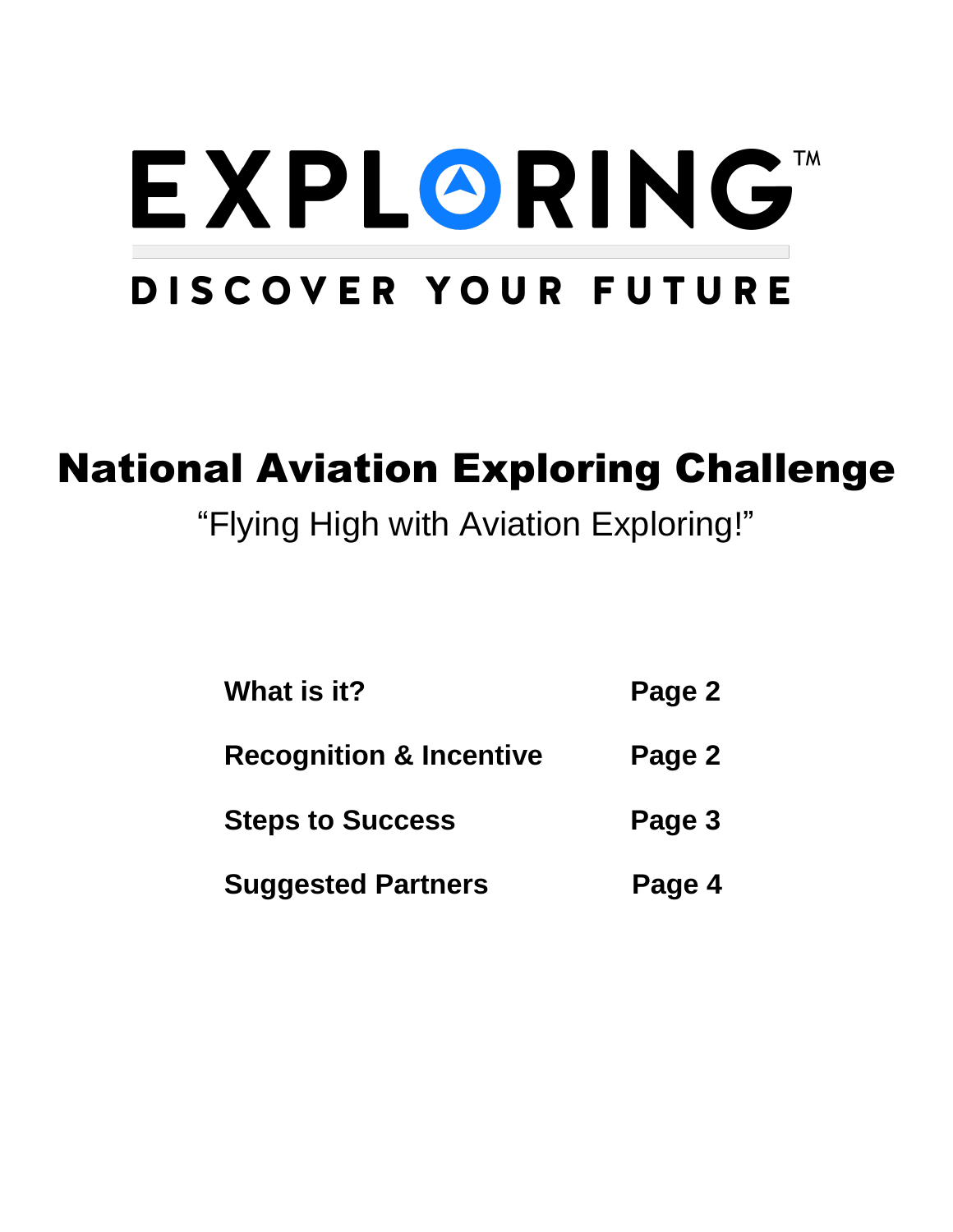# EXPLORING™

DISCOVER YOUR FUTURE

# National Aviation Exploring Challenge

"Flying High with Aviation Exploring!"

| | |
|---|---|
| **What is it?** | **Page 2** |
| **Recognition & Incentive** | **Page 2** |
| **Steps to Success** | **Page 3** |
| **Suggested Partners** | **Page 4** |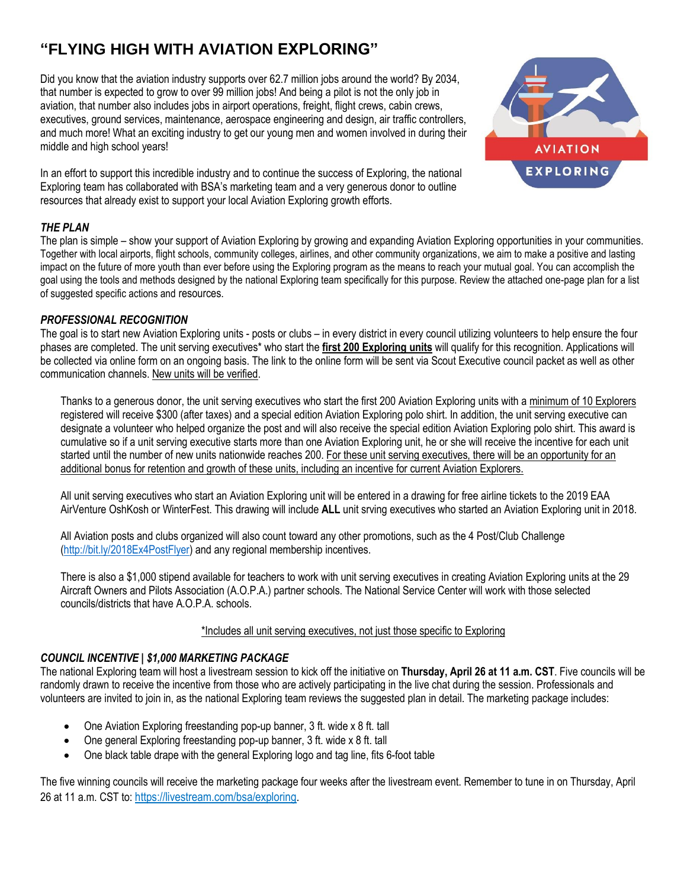# "FLYING HIGH WITH AVIATION EXPLORING"

Did you know that the aviation industry supports over 62.7 million jobs around the world? By 2034, that number is expected to grow to over 99 million jobs! And being a pilot is not the only job in aviation, that number also includes jobs in airport operations, freight, flight crews, cabin crews, executives, ground services, maintenance, aerospace engineering and design, air traffic controllers, and much more! What an exciting industry to get our young men and women involved in during their middle and high school years!

In an effort to support this incredible industry and to continue the success of Exploring, the national Exploring team has collaborated with BSA's marketing team and a very generous donor to outline resources that already exist to support your local Aviation Exploring growth efforts.

### *THE PLAN*

The plan is simple – show your support of Aviation Exploring by growing and expanding Aviation Exploring opportunities in your communities. Together with local airports, flight schools, community colleges, airlines, and other community organizations, we aim to make a positive and lasting impact on the future of more youth than ever before using the Exploring program as the means to reach your mutual goal. You can accomplish the goal using the tools and methods designed by the national Exploring team specifically for this purpose. Review the attached one-page plan for a list of suggested specific actions and resources.

### *PROFESSIONAL RECOGNITION*

The goal is to start new Aviation Exploring units - posts or clubs – in every district in every council utilizing volunteers to help ensure the four phases are completed. The unit serving executives* who start the **first 200 Exploring units** will qualify for this recognition. Applications will be collected via online form on an ongoing basis. The link to the online form will be sent via Scout Executive council packet as well as other communication channels. New units will be verified.

Thanks to a generous donor, the unit serving executives who start the first 200 Aviation Exploring units with a minimum of 10 Explorers registered will receive $300 (after taxes) and a special edition Aviation Exploring polo shirt. In addition, the unit serving executive can designate a volunteer who helped organize the post and will also receive the special edition Aviation Exploring polo shirt. This award is cumulative so if a unit serving executive starts more than one Aviation Exploring unit, he or she will receive the incentive for each unit started until the number of new units nationwide reaches 200. For these unit serving executives, there will be an opportunity for an additional bonus for retention and growth of these units, including an incentive for current Aviation Explorers.

All unit serving executives who start an Aviation Exploring unit will be entered in a drawing for free airline tickets to the 2019 EAA AirVenture OshKosh or WinterFest. This drawing will include **ALL** unit srving executives who started an Aviation Exploring unit in 2018.

All Aviation posts and clubs organized will also count toward any other promotions, such as the 4 Post/Club Challenge (http://bit.ly/2018Ex4PostFlyer) and any regional membership incentives.

There is also a $1,000 stipend available for teachers to work with unit serving executives in creating Aviation Exploring units at the 29 Aircraft Owners and Pilots Association (A.O.P.A.) partner schools. The National Service Center will work with those selected councils/districts that have A.O.P.A. schools.

*Includes all unit serving executives, not just those specific to Exploring

### *COUNCIL INCENTIVE | $1,000 MARKETING PACKAGE*

The national Exploring team will host a livestream session to kick off the initiative on **Thursday, April 26 at 11 a.m. CST**. Five councils will be randomly drawn to receive the incentive from those who are actively participating in the live chat during the session. Professionals and volunteers are invited to join in, as the national Exploring team reviews the suggested plan in detail. The marketing package includes:

- One Aviation Exploring freestanding pop-up banner, 3 ft. wide x 8 ft. tall
- One general Exploring freestanding pop-up banner, 3 ft. wide x 8 ft. tall
- One black table drape with the general Exploring logo and tag line, fits 6-foot table

The five winning councils will receive the marketing package four weeks after the livestream event. Remember to tune in on Thursday, April 26 at 11 a.m. CST to: https://livestream.com/bsa/exploring.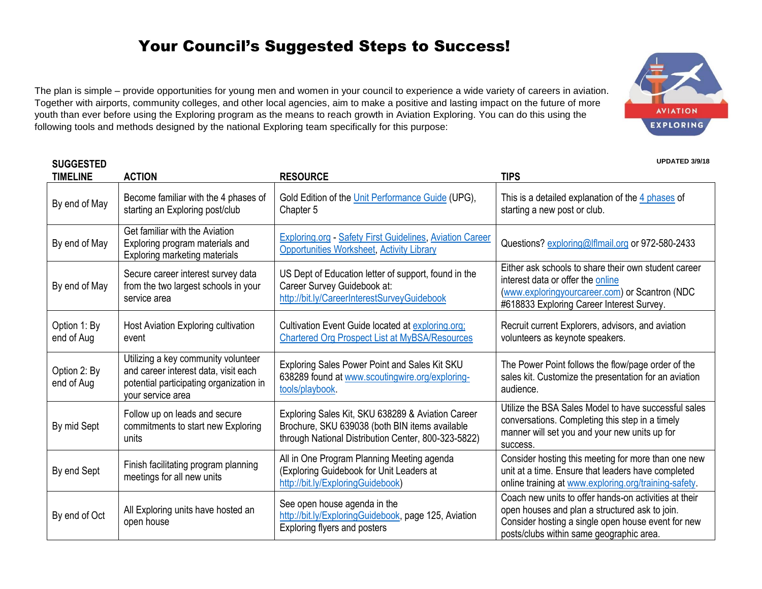# Your Council's Suggested Steps to Success!

The plan is simple – provide opportunities for young men and women in your council to experience a wide variety of careers in aviation. Together with airports, community colleges, and other local agencies, aim to make a positive and lasting impact on the future of more youth than ever before using the Exploring program as the means to reach growth in Aviation Exploring. You can do this using the following tools and methods designed by the national Exploring team specifically for this purpose:

UPDATED 3/9/18

| SUGGESTED TIMELINE | ACTION | RESOURCE | TIPS |
|---|---|---|---|
| By end of May | Become familiar with the 4 phases of starting an Exploring post/club | Gold Edition of the Unit Performance Guide (UPG), Chapter 5 | This is a detailed explanation of the 4 phases of starting a new post or club. |
| By end of May | Get familiar with the Aviation Exploring program materials and Exploring marketing materials | Exploring.org - Safety First Guidelines, Aviation Career Opportunities Worksheet, Activity Library | Questions? exploring@lflmail.org or 972-580-2433 |
| By end of May | Secure career interest survey data from the two largest schools in your service area | US Dept of Education letter of support, found in the Career Survey Guidebook at: http://bit.ly/CareerInterestSurveyGuidebook | Either ask schools to share their own student career interest data or offer the online (www.exploringyourcareer.com) or Scantron (NDC #618833 Exploring Career Interest Survey. |
| Option 1: By end of Aug | Host Aviation Exploring cultivation event | Cultivation Event Guide located at exploring.org; Chartered Org Prospect List at MyBSA/Resources | Recruit current Explorers, advisors, and aviation volunteers as keynote speakers. |
| Option 2: By end of Aug | Utilizing a key community volunteer and career interest data, visit each potential participating organization in your service area | Exploring Sales Power Point and Sales Kit SKU 638289 found at www.scoutingwire.org/exploring-tools/playbook. | The Power Point follows the flow/page order of the sales kit. Customize the presentation for an aviation audience. |
| By mid Sept | Follow up on leads and secure commitments to start new Exploring units | Exploring Sales Kit, SKU 638289 & Aviation Career Brochure, SKU 639038 (both BIN items available through National Distribution Center, 800-323-5822) | Utilize the BSA Sales Model to have successful sales conversations. Completing this step in a timely manner will set you and your new units up for success. |
| By end Sept | Finish facilitating program planning meetings for all new units | All in One Program Planning Meeting agenda (Exploring Guidebook for Unit Leaders at http://bit.ly/ExploringGuidebook) | Consider hosting this meeting for more than one new unit at a time. Ensure that leaders have completed online training at www.exploring.org/training-safety. |
| By end of Oct | All Exploring units have hosted an open house | See open house agenda in the http://bit.ly/ExploringGuidebook, page 125, Aviation Exploring flyers and posters | Coach new units to offer hands-on activities at their open houses and plan a structured ask to join. Consider hosting a single open house event for new posts/clubs within same geographic area. |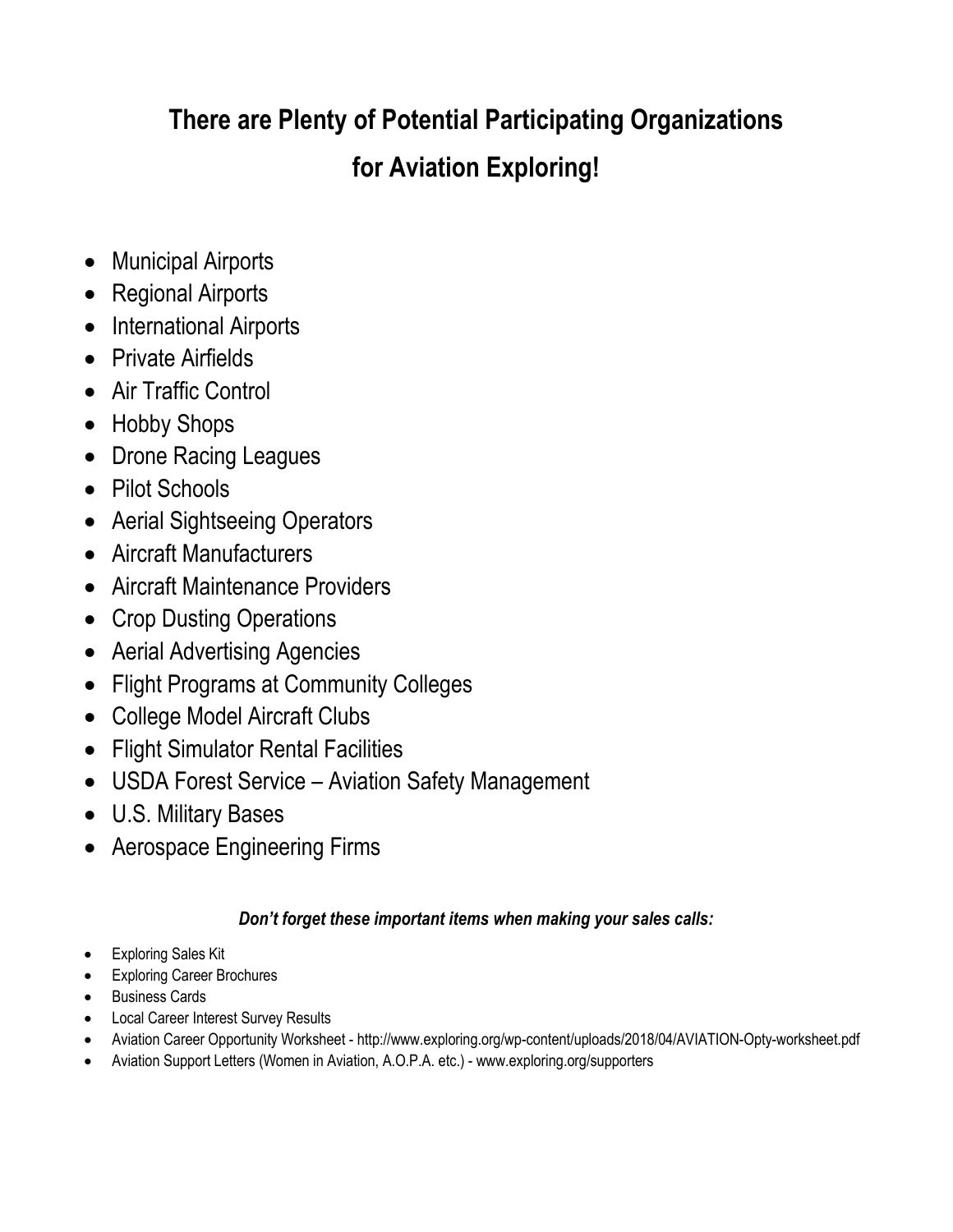# There are Plenty of Potential Participating Organizations for Aviation Exploring!

- Municipal Airports
- Regional Airports
- International Airports
- Private Airfields
- Air Traffic Control
- Hobby Shops
- Drone Racing Leagues
- Pilot Schools
- Aerial Sightseeing Operators
- Aircraft Manufacturers
- Aircraft Maintenance Providers
- Crop Dusting Operations
- Aerial Advertising Agencies
- Flight Programs at Community Colleges
- College Model Aircraft Clubs
- Flight Simulator Rental Facilities
- USDA Forest Service – Aviation Safety Management
- U.S. Military Bases
- Aerospace Engineering Firms

***Don't forget these important items when making your sales calls:***

- Exploring Sales Kit
- Exploring Career Brochures
- Business Cards
- Local Career Interest Survey Results
- Aviation Career Opportunity Worksheet - http://www.exploring.org/wp-content/uploads/2018/04/AVIATION-Opty-worksheet.pdf
- Aviation Support Letters (Women in Aviation, A.O.P.A. etc.) - www.exploring.org/supporters